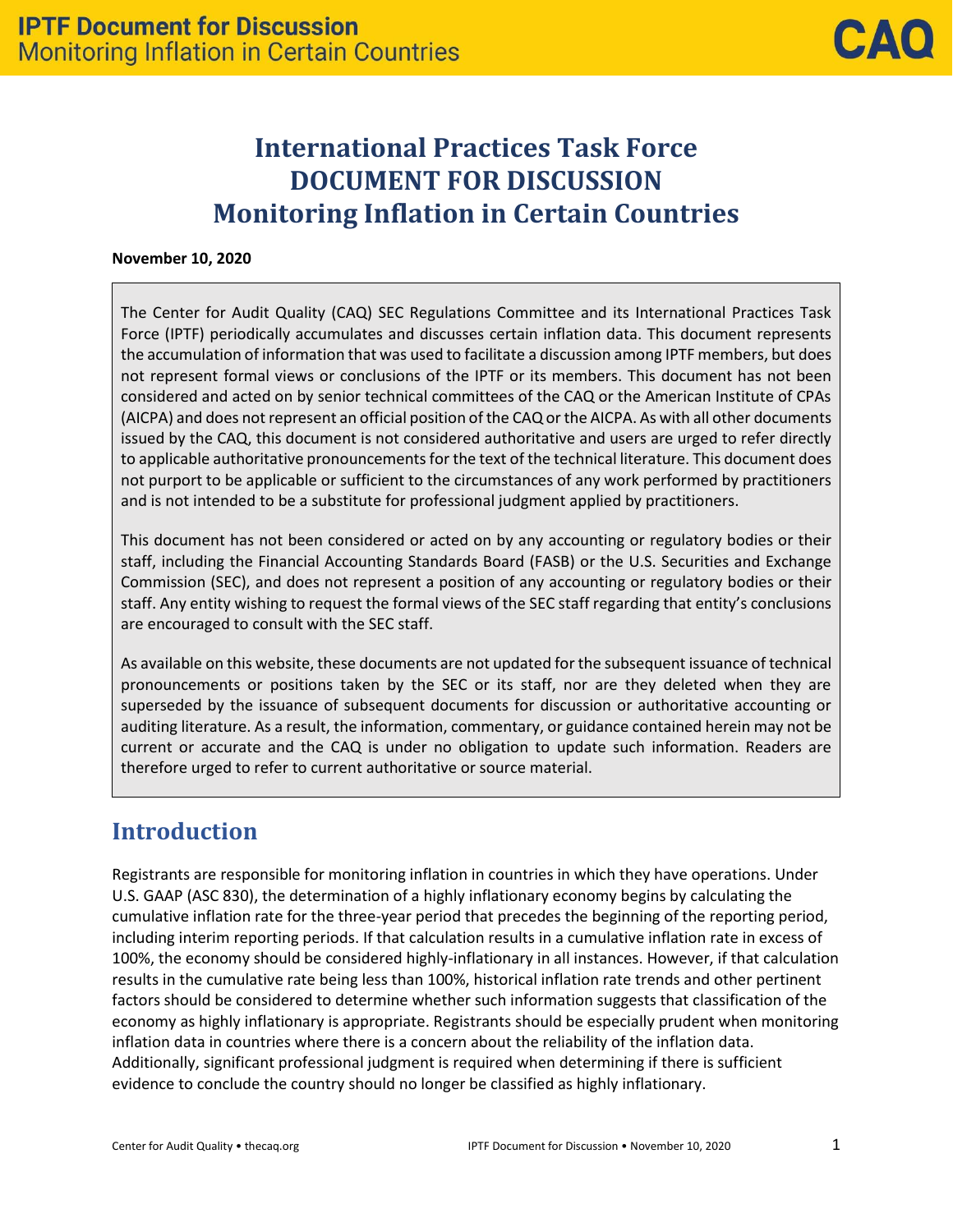# International Practices Task Force DOCUMENT FOR DISCUSSION Monitoring Inflation in Certain Countries

**November 10, 2020**

The Center for Audit Quality (CAQ) SEC Regulations Committee and its International Practices Task Force (IPTF) periodically accumulates and discusses certain inflation data. This document represents the accumulation of information that was used to facilitate a discussion among IPTF members, but does not represent formal views or conclusions of the IPTF or its members. This document has not been considered and acted on by senior technical committees of the CAQ or the American Institute of CPAs (AICPA) and does not represent an official position of the CAQ or the AICPA. As with all other documents issued by the CAQ, this document is not considered authoritative and users are urged to refer directly to applicable authoritative pronouncements for the text of the technical literature. This document does not purport to be applicable or sufficient to the circumstances of any work performed by practitioners and is not intended to be a substitute for professional judgment applied by practitioners.

This document has not been considered or acted on by any accounting or regulatory bodies or their staff, including the Financial Accounting Standards Board (FASB) or the U.S. Securities and Exchange Commission (SEC), and does not represent a position of any accounting or regulatory bodies or their staff. Any entity wishing to request the formal views of the SEC staff regarding that entity's conclusions are encouraged to consult with the SEC staff.

As available on this website, these documents are not updated for the subsequent issuance of technical pronouncements or positions taken by the SEC or its staff, nor are they deleted when they are superseded by the issuance of subsequent documents for discussion or authoritative accounting or auditing literature. As a result, the information, commentary, or guidance contained herein may not be current or accurate and the CAQ is under no obligation to update such information. Readers are therefore urged to refer to current authoritative or source material.

## Introduction

Registrants are responsible for monitoring inflation in countries in which they have operations. Under U.S. GAAP (ASC 830), the determination of a highly inflationary economy begins by calculating the cumulative inflation rate for the three-year period that precedes the beginning of the reporting period, including interim reporting periods. If that calculation results in a cumulative inflation rate in excess of 100%, the economy should be considered highly-inflationary in all instances. However, if that calculation results in the cumulative rate being less than 100%, historical inflation rate trends and other pertinent factors should be considered to determine whether such information suggests that classification of the economy as highly inflationary is appropriate. Registrants should be especially prudent when monitoring inflation data in countries where there is a concern about the reliability of the inflation data. Additionally, significant professional judgment is required when determining if there is sufficient evidence to conclude the country should no longer be classified as highly inflationary.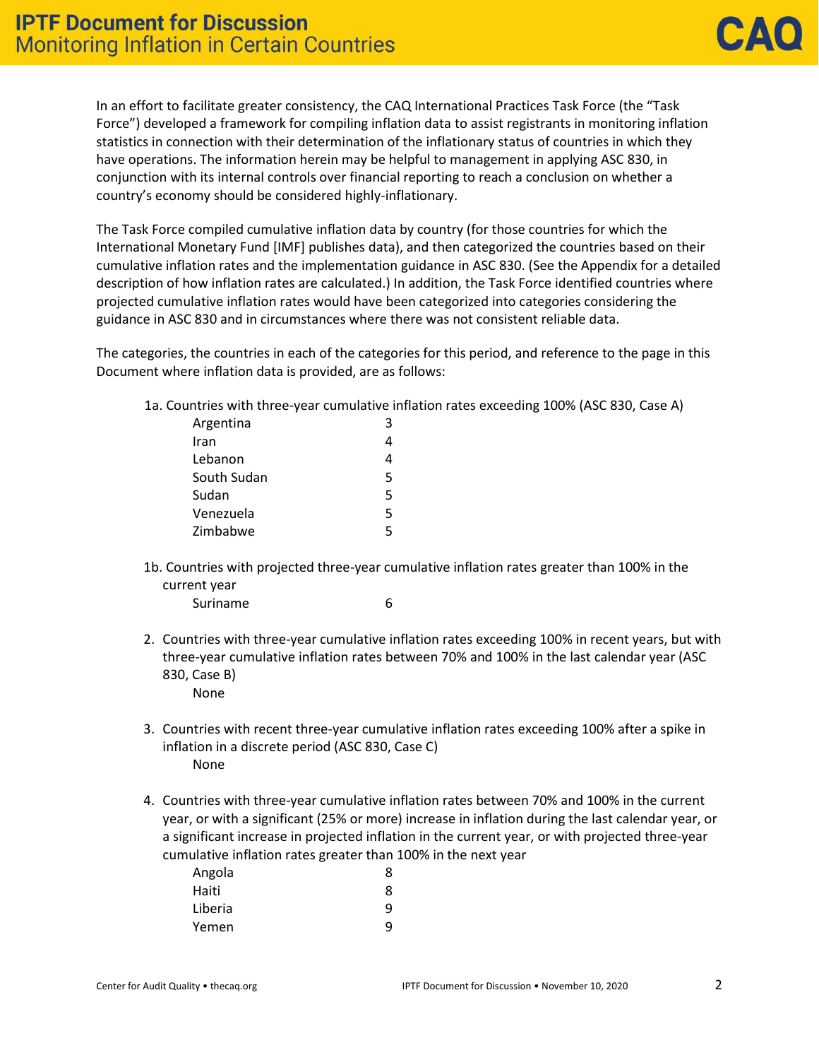In an effort to facilitate greater consistency, the CAQ International Practices Task Force (the "Task Force") developed a framework for compiling inflation data to assist registrants in monitoring inflation statistics in connection with their determination of the inflationary status of countries in which they have operations. The information herein may be helpful to management in applying ASC 830, in conjunction with its internal controls over financial reporting to reach a conclusion on whether a country's economy should be considered highly-inflationary.

The Task Force compiled cumulative inflation data by country (for those countries for which the International Monetary Fund [IMF] publishes data), and then categorized the countries based on their cumulative inflation rates and the implementation guidance in ASC 830. (See the Appendix for a detailed description of how inflation rates are calculated.) In addition, the Task Force identified countries where projected cumulative inflation rates would have been categorized into categories considering the guidance in ASC 830 and in circumstances where there was not consistent reliable data.

The categories, the countries in each of the categories for this period, and reference to the page in this Document where inflation data is provided, are as follows:

1a. Countries with three-year cumulative inflation rates exceeding 100% (ASC 830, Case A)

| | |
|---|---|
| Argentina | 3 |
| Iran | 4 |
| Lebanon | 4 |
| South Sudan | 5 |
| Sudan | 5 |
| Venezuela | 5 |
| Zimbabwe | 5 |

1b. Countries with projected three-year cumulative inflation rates greater than 100% in the current year

| | |
|---|---|
| Suriname | 6 |

2. Countries with three-year cumulative inflation rates exceeding 100% in recent years, but with three-year cumulative inflation rates between 70% and 100% in the last calendar year (ASC 830, Case B)

   None

3. Countries with recent three-year cumulative inflation rates exceeding 100% after a spike in inflation in a discrete period (ASC 830, Case C)

   None

4. Countries with three-year cumulative inflation rates between 70% and 100% in the current year, or with a significant (25% or more) increase in inflation during the last calendar year, or a significant increase in projected inflation in the current year, or with projected three-year cumulative inflation rates greater than 100% in the next year

| | |
|---|---|
| Angola | 8 |
| Haiti | 8 |
| Liberia | 9 |
| Yemen | 9 |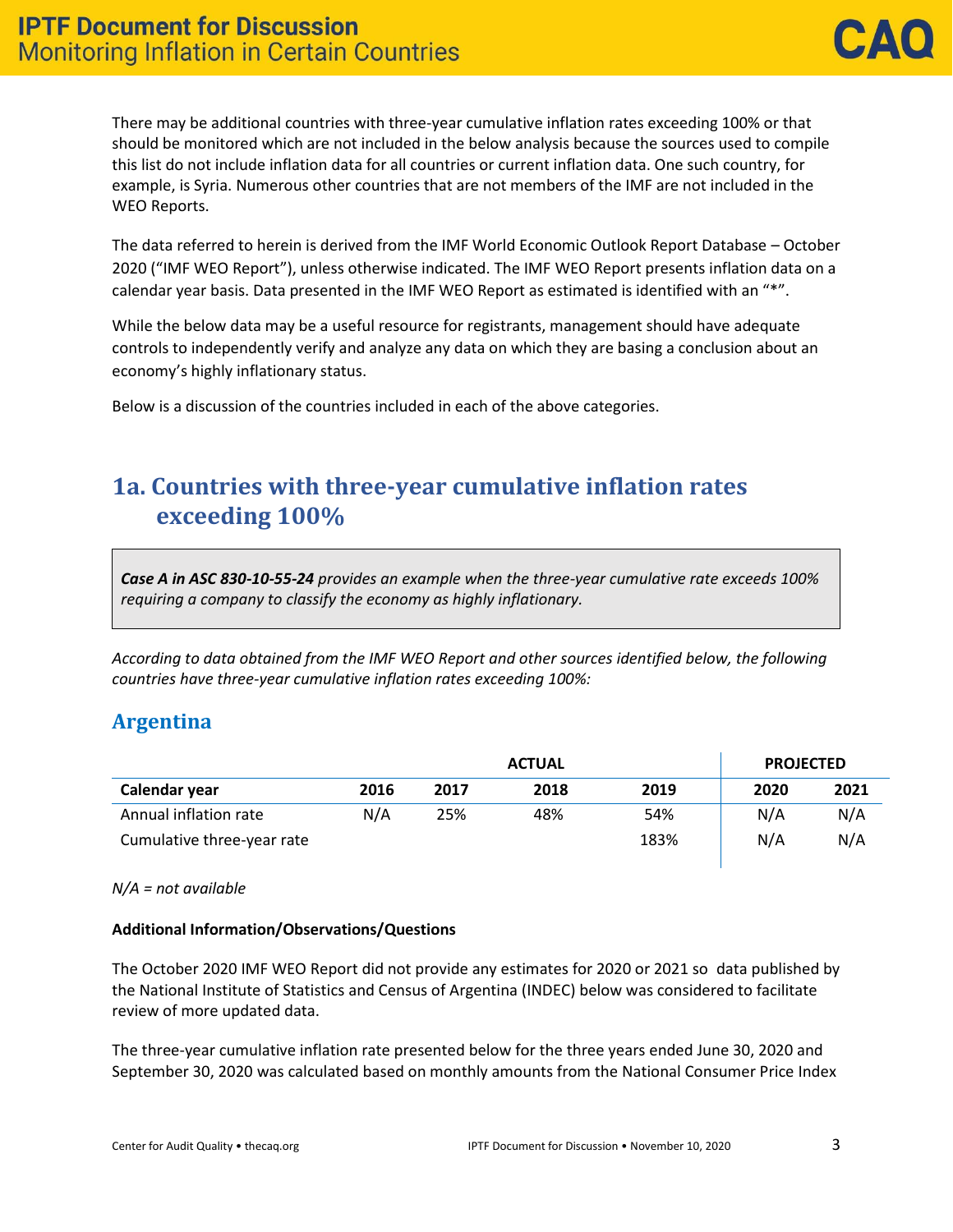There may be additional countries with three-year cumulative inflation rates exceeding 100% or that should be monitored which are not included in the below analysis because the sources used to compile this list do not include inflation data for all countries or current inflation data. One such country, for example, is Syria. Numerous other countries that are not members of the IMF are not included in the WEO Reports.

The data referred to herein is derived from the IMF World Economic Outlook Report Database – October 2020 ("IMF WEO Report"), unless otherwise indicated. The IMF WEO Report presents inflation data on a calendar year basis. Data presented in the IMF WEO Report as estimated is identified with an "*".

While the below data may be a useful resource for registrants, management should have adequate controls to independently verify and analyze any data on which they are basing a conclusion about an economy's highly inflationary status.

Below is a discussion of the countries included in each of the above categories.

## 1a. Countries with three-year cumulative inflation rates exceeding 100%

> ***Case A in ASC 830-10-55-24** provides an example when the three-year cumulative rate exceeds 100% requiring a company to classify the economy as highly inflationary.*

*According to data obtained from the IMF WEO Report and other sources identified below, the following countries have three-year cumulative inflation rates exceeding 100%:*

### Argentina

| | ACTUAL | | | | PROJECTED | |
|---|---|---|---|---|---|---|
| **Calendar year** | **2016** | **2017** | **2018** | **2019** | **2020** | **2021** |
| Annual inflation rate | N/A | 25% | 48% | 54% | N/A | N/A |
| Cumulative three-year rate | | | | 183% | N/A | N/A |

*N/A = not available*

**Additional Information/Observations/Questions**

The October 2020 IMF WEO Report did not provide any estimates for 2020 or 2021 so data published by the National Institute of Statistics and Census of Argentina (INDEC) below was considered to facilitate review of more updated data.

The three-year cumulative inflation rate presented below for the three years ended June 30, 2020 and September 30, 2020 was calculated based on monthly amounts from the National Consumer Price Index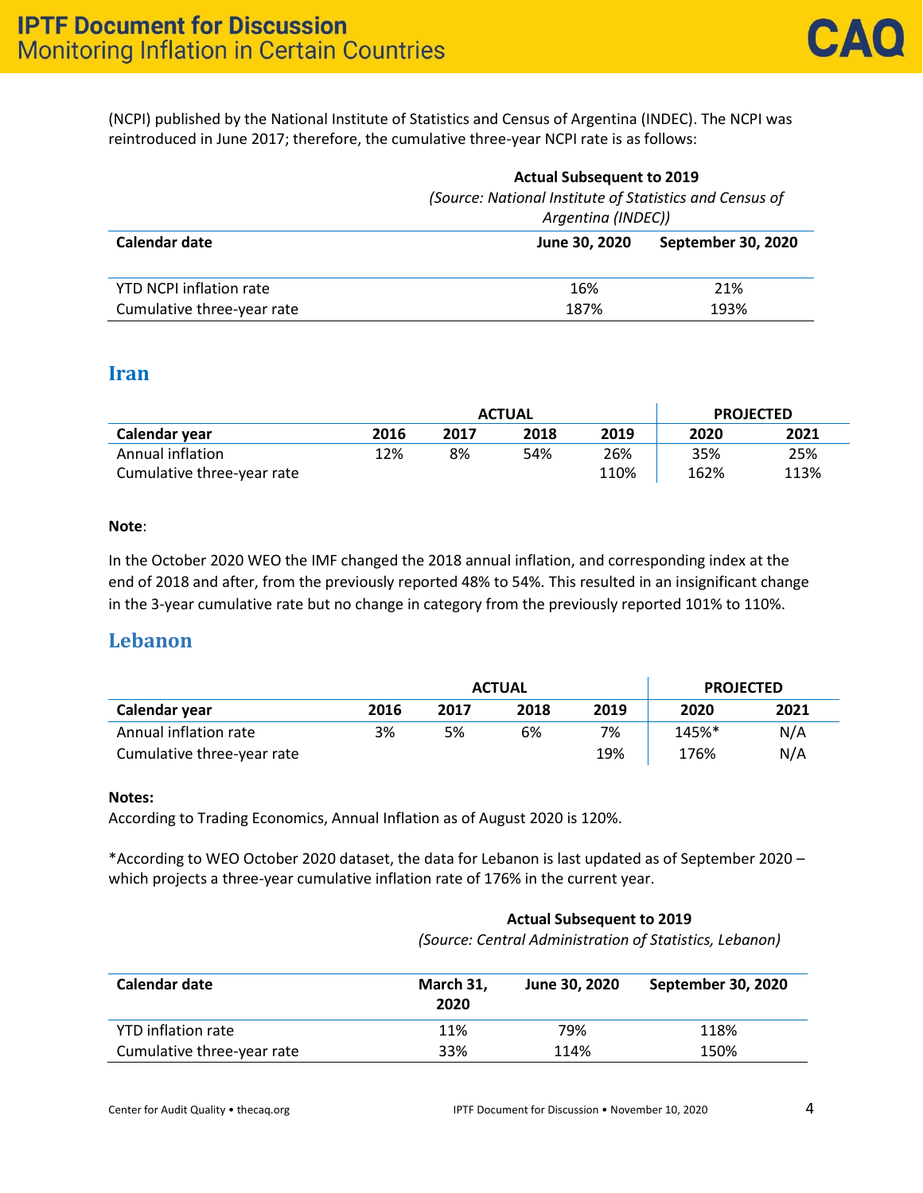(NCPI) published by the National Institute of Statistics and Census of Argentina (INDEC). The NCPI was reintroduced in June 2017; therefore, the cumulative three-year NCPI rate is as follows:

| | **Actual Subsequent to 2019** *(Source: National Institute of Statistics and Census of Argentina (INDEC))* | |
|---|---|---|
| **Calendar date** | **June 30, 2020** | **September 30, 2020** |
| YTD NCPI inflation rate | 16% | 21% |
| Cumulative three-year rate | 187% | 193% |

## Iran

| | **ACTUAL** | | | | **PROJECTED** | |
|---|---|---|---|---|---|---|
| **Calendar year** | **2016** | **2017** | **2018** | **2019** | **2020** | **2021** |
| Annual inflation | 12% | 8% | 54% | 26% | 35% | 25% |
| Cumulative three-year rate | | | | 110% | 162% | 113% |

**Note**:

In the October 2020 WEO the IMF changed the 2018 annual inflation, and corresponding index at the end of 2018 and after, from the previously reported 48% to 54%. This resulted in an insignificant change in the 3-year cumulative rate but no change in category from the previously reported 101% to 110%.

## Lebanon

| | **ACTUAL** | | | | **PROJECTED** | |
|---|---|---|---|---|---|---|
| **Calendar year** | **2016** | **2017** | **2018** | **2019** | **2020** | **2021** |
| Annual inflation rate | 3% | 5% | 6% | 7% | 145%* | N/A |
| Cumulative three-year rate | | | | 19% | 176% | N/A |

**Notes:**

According to Trading Economics, Annual Inflation as of August 2020 is 120%.

*According to WEO October 2020 dataset, the data for Lebanon is last updated as of September 2020 – which projects a three-year cumulative inflation rate of 176% in the current year.

| | **Actual Subsequent to 2019** *(Source: Central Administration of Statistics, Lebanon)* | | |
|---|---|---|---|
| **Calendar date** | **March 31, 2020** | **June 30, 2020** | **September 30, 2020** |
| YTD inflation rate | 11% | 79% | 118% |
| Cumulative three-year rate | 33% | 114% | 150% |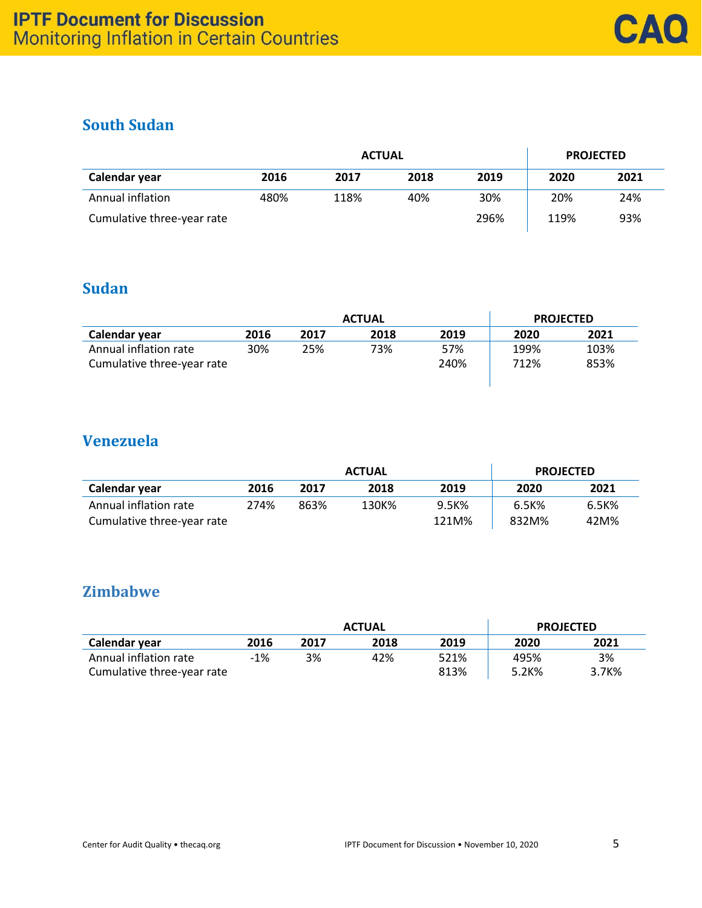## South Sudan

| | ACTUAL | | | | PROJECTED | |
|---|---|---|---|---|---|---|
| **Calendar year** | **2016** | **2017** | **2018** | **2019** | **2020** | **2021** |
| Annual inflation | 480% | 118% | 40% | 30% | 20% | 24% |
| Cumulative three-year rate | | | | 296% | 119% | 93% |

## Sudan

| | ACTUAL | | | | PROJECTED | |
|---|---|---|---|---|---|---|
| **Calendar year** | **2016** | **2017** | **2018** | **2019** | **2020** | **2021** |
| Annual inflation rate | 30% | 25% | 73% | 57% | 199% | 103% |
| Cumulative three-year rate | | | | 240% | 712% | 853% |

## Venezuela

| | ACTUAL | | | | PROJECTED | |
|---|---|---|---|---|---|---|
| **Calendar year** | **2016** | **2017** | **2018** | **2019** | **2020** | **2021** |
| Annual inflation rate | 274% | 863% | 130K% | 9.5K% | 6.5K% | 6.5K% |
| Cumulative three-year rate | | | | 121M% | 832M% | 42M% |

## Zimbabwe

| | ACTUAL | | | | PROJECTED | |
|---|---|---|---|---|---|---|
| **Calendar year** | **2016** | **2017** | **2018** | **2019** | **2020** | **2021** |
| Annual inflation rate | -1% | 3% | 42% | 521% | 495% | 3% |
| Cumulative three-year rate | | | | 813% | 5.2K% | 3.7K% |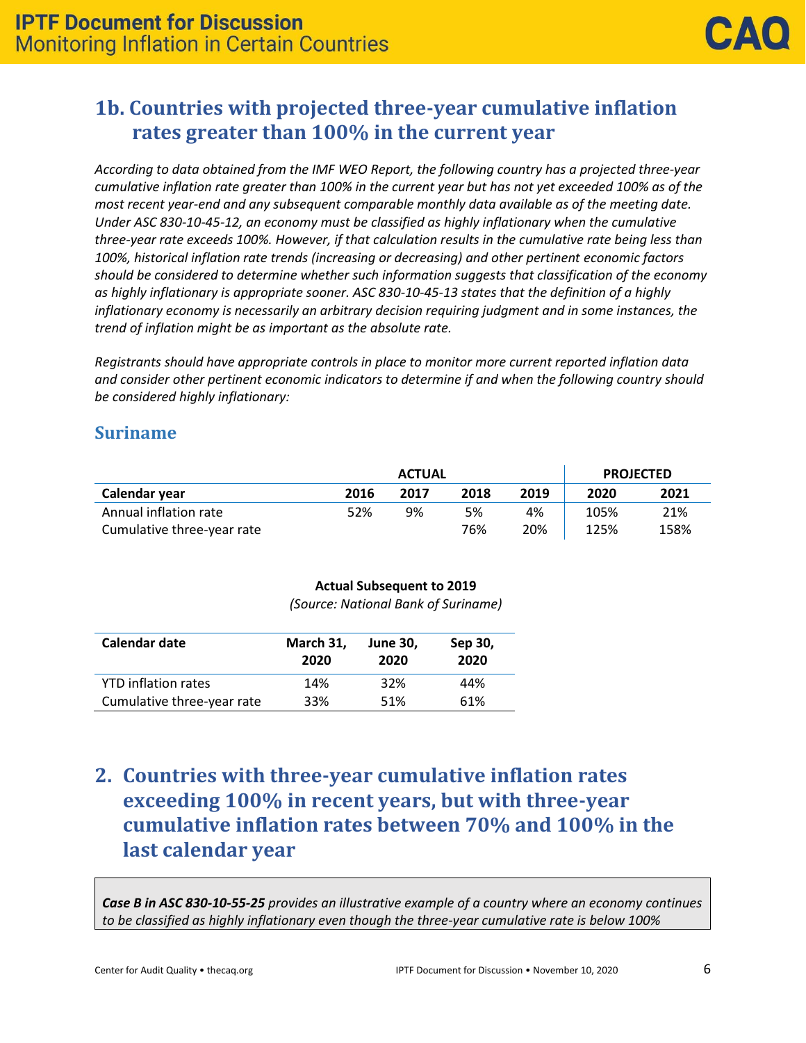## 1b. Countries with projected three-year cumulative inflation rates greater than 100% in the current year

*According to data obtained from the IMF WEO Report, the following country has a projected three-year cumulative inflation rate greater than 100% in the current year but has not yet exceeded 100% as of the most recent year-end and any subsequent comparable monthly data available as of the meeting date. Under ASC 830-10-45-12, an economy must be classified as highly inflationary when the cumulative three-year rate exceeds 100%. However, if that calculation results in the cumulative rate being less than 100%, historical inflation rate trends (increasing or decreasing) and other pertinent economic factors should be considered to determine whether such information suggests that classification of the economy as highly inflationary is appropriate sooner. ASC 830-10-45-13 states that the definition of a highly inflationary economy is necessarily an arbitrary decision requiring judgment and in some instances, the trend of inflation might be as important as the absolute rate.*

*Registrants should have appropriate controls in place to monitor more current reported inflation data and consider other pertinent economic indicators to determine if and when the following country should be considered highly inflationary:*

### Suriname

| | ACTUAL | | | | PROJECTED | |
|---|---|---|---|---|---|---|
| **Calendar year** | **2016** | **2017** | **2018** | **2019** | **2020** | **2021** |
| Annual inflation rate | 52% | 9% | 5% | 4% | 105% | 21% |
| Cumulative three-year rate | | | 76% | 20% | 125% | 158% |

**Actual Subsequent to 2019**

*(Source: National Bank of Suriname)*

| **Calendar date** | **March 31, 2020** | **June 30, 2020** | **Sep 30, 2020** |
|---|---|---|---|
| YTD inflation rates | 14% | 32% | 44% |
| Cumulative three-year rate | 33% | 51% | 61% |

## 2. Countries with three-year cumulative inflation rates exceeding 100% in recent years, but with three-year cumulative inflation rates between 70% and 100% in the last calendar year

***Case B in ASC 830-10-55-25*** *provides an illustrative example of a country where an economy continues to be classified as highly inflationary even though the three-year cumulative rate is below 100%*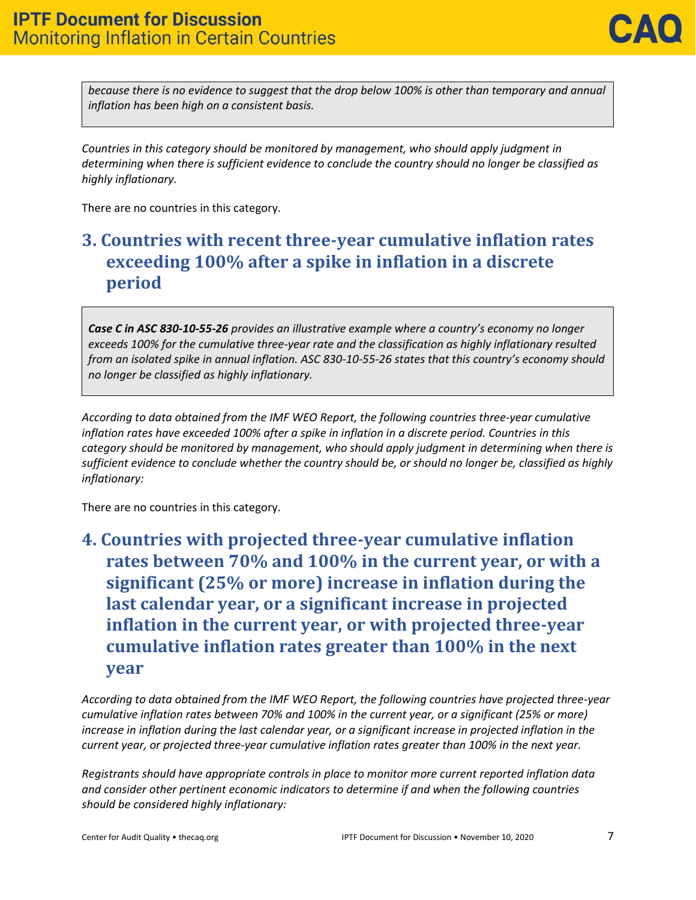*because there is no evidence to suggest that the drop below 100% is other than temporary and annual inflation has been high on a consistent basis.*

*Countries in this category should be monitored by management, who should apply judgment in determining when there is sufficient evidence to conclude the country should no longer be classified as highly inflationary.*

There are no countries in this category.

## 3. Countries with recent three-year cumulative inflation rates exceeding 100% after a spike in inflation in a discrete period

***Case C in ASC 830-10-55-26*** *provides an illustrative example where a country's economy no longer exceeds 100% for the cumulative three-year rate and the classification as highly inflationary resulted from an isolated spike in annual inflation. ASC 830-10-55-26 states that this country's economy should no longer be classified as highly inflationary.*

*According to data obtained from the IMF WEO Report, the following countries three-year cumulative inflation rates have exceeded 100% after a spike in inflation in a discrete period. Countries in this category should be monitored by management, who should apply judgment in determining when there is sufficient evidence to conclude whether the country should be, or should no longer be, classified as highly inflationary:*

There are no countries in this category.

## 4. Countries with projected three-year cumulative inflation rates between 70% and 100% in the current year, or with a significant (25% or more) increase in inflation during the last calendar year, or a significant increase in projected inflation in the current year, or with projected three-year cumulative inflation rates greater than 100% in the next year

*According to data obtained from the IMF WEO Report, the following countries have projected three-year cumulative inflation rates between 70% and 100% in the current year, or a significant (25% or more) increase in inflation during the last calendar year, or a significant increase in projected inflation in the current year, or projected three-year cumulative inflation rates greater than 100% in the next year.*

*Registrants should have appropriate controls in place to monitor more current reported inflation data and consider other pertinent economic indicators to determine if and when the following countries should be considered highly inflationary:*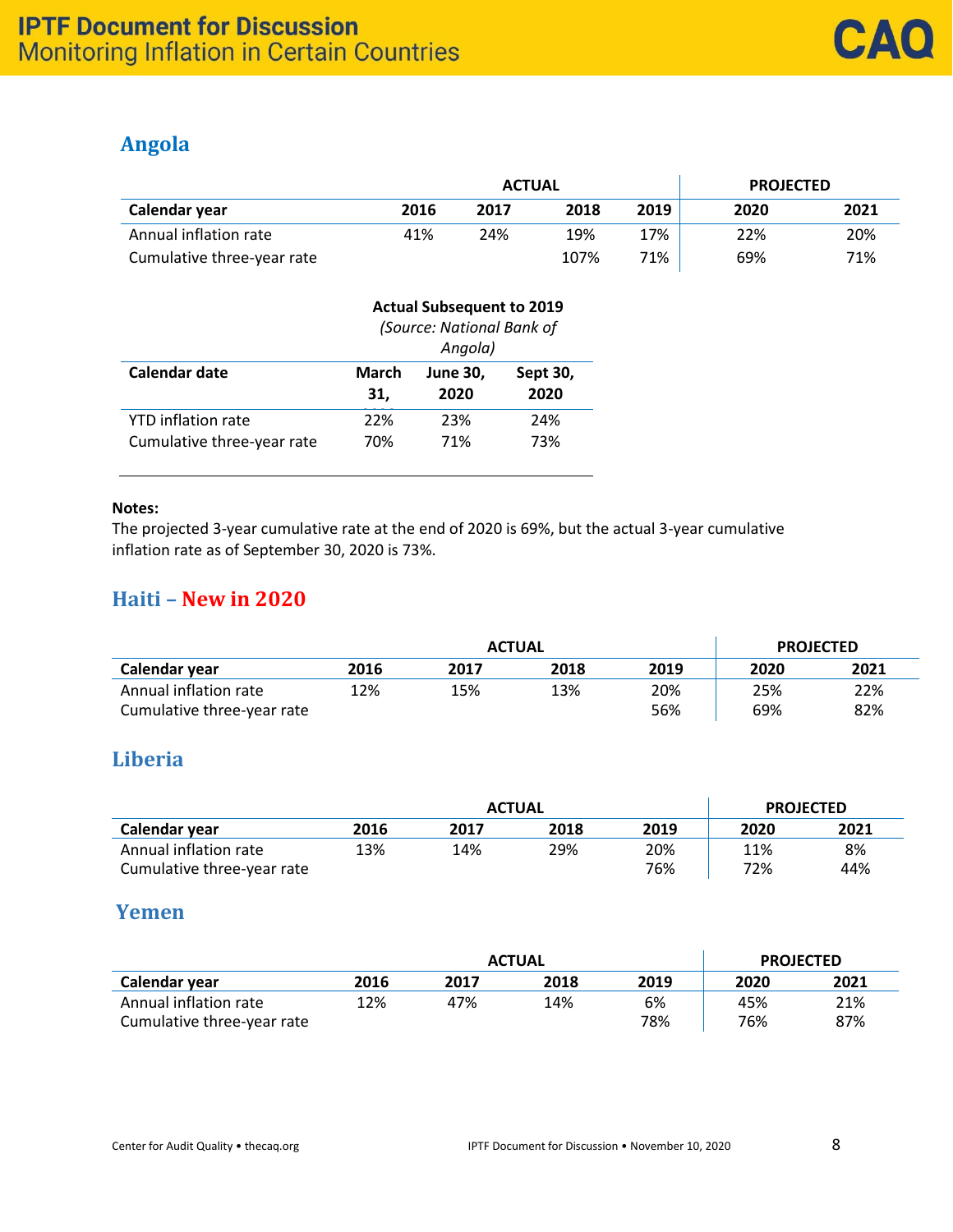## Angola

| | ACTUAL | | | | PROJECTED | |
|---|---|---|---|---|---|---|
| **Calendar year** | **2016** | **2017** | **2018** | **2019** | **2020** | **2021** |
| Annual inflation rate | 41% | 24% | 19% | 17% | 22% | 20% |
| Cumulative three-year rate | | | 107% | 71% | 69% | 71% |

| | Actual Subsequent to 2019 *(Source: National Bank of Angola)* | | |
|---|---|---|---|
| **Calendar date** | **March 31, 2020** | **June 30, 2020** | **Sept 30, 2020** |
| YTD inflation rate | 22% | 23% | 24% |
| Cumulative three-year rate | 70% | 71% | 73% |

**Notes:**
The projected 3-year cumulative rate at the end of 2020 is 69%, but the actual 3-year cumulative inflation rate as of September 30, 2020 is 73%.

## Haiti – New in 2020

| | ACTUAL | | | | PROJECTED | |
|---|---|---|---|---|---|---|
| **Calendar year** | **2016** | **2017** | **2018** | **2019** | **2020** | **2021** |
| Annual inflation rate | 12% | 15% | 13% | 20% | 25% | 22% |
| Cumulative three-year rate | | | | 56% | 69% | 82% |

## Liberia

| | ACTUAL | | | | PROJECTED | |
|---|---|---|---|---|---|---|
| **Calendar year** | **2016** | **2017** | **2018** | **2019** | **2020** | **2021** |
| Annual inflation rate | 13% | 14% | 29% | 20% | 11% | 8% |
| Cumulative three-year rate | | | | 76% | 72% | 44% |

## Yemen

| | ACTUAL | | | | PROJECTED | |
|---|---|---|---|---|---|---|
| **Calendar year** | **2016** | **2017** | **2018** | **2019** | **2020** | **2021** |
| Annual inflation rate | 12% | 47% | 14% | 6% | 45% | 21% |
| Cumulative three-year rate | | | | 78% | 76% | 87% |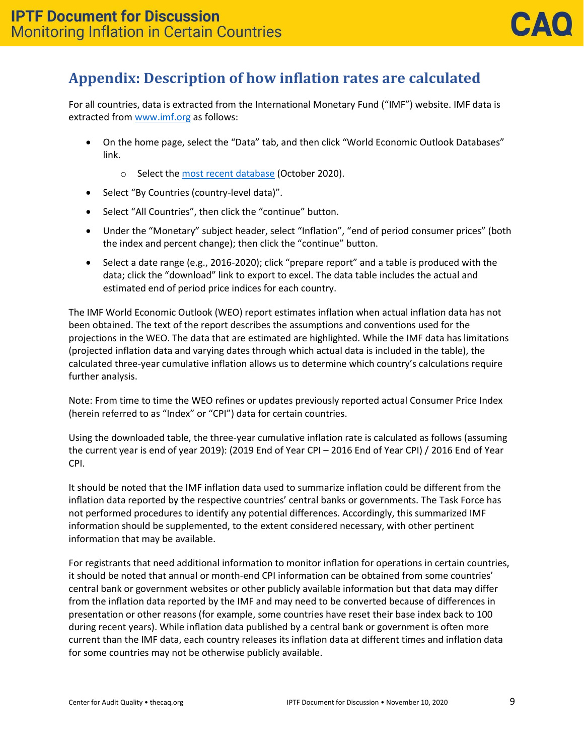## Appendix: Description of how inflation rates are calculated

For all countries, data is extracted from the International Monetary Fund ("IMF") website. IMF data is extracted from [www.imf.org](http://www.imf.org) as follows:

- On the home page, select the "Data" tab, and then click "World Economic Outlook Databases" link.
  - Select the [most recent database](#) (October 2020).
- Select "By Countries (country-level data)".
- Select "All Countries", then click the "continue" button.
- Under the "Monetary" subject header, select "Inflation", "end of period consumer prices" (both the index and percent change); then click the "continue" button.
- Select a date range (e.g., 2016-2020); click "prepare report" and a table is produced with the data; click the "download" link to export to excel. The data table includes the actual and estimated end of period price indices for each country.

The IMF World Economic Outlook (WEO) report estimates inflation when actual inflation data has not been obtained. The text of the report describes the assumptions and conventions used for the projections in the WEO. The data that are estimated are highlighted. While the IMF data has limitations (projected inflation data and varying dates through which actual data is included in the table), the calculated three-year cumulative inflation allows us to determine which country's calculations require further analysis.

Note: From time to time the WEO refines or updates previously reported actual Consumer Price Index (herein referred to as "Index" or "CPI") data for certain countries.

Using the downloaded table, the three-year cumulative inflation rate is calculated as follows (assuming the current year is end of year 2019): (2019 End of Year CPI – 2016 End of Year CPI) / 2016 End of Year CPI.

It should be noted that the IMF inflation data used to summarize inflation could be different from the inflation data reported by the respective countries' central banks or governments. The Task Force has not performed procedures to identify any potential differences. Accordingly, this summarized IMF information should be supplemented, to the extent considered necessary, with other pertinent information that may be available.

For registrants that need additional information to monitor inflation for operations in certain countries, it should be noted that annual or month-end CPI information can be obtained from some countries' central bank or government websites or other publicly available information but that data may differ from the inflation data reported by the IMF and may need to be converted because of differences in presentation or other reasons (for example, some countries have reset their base index back to 100 during recent years). While inflation data published by a central bank or government is often more current than the IMF data, each country releases its inflation data at different times and inflation data for some countries may not be otherwise publicly available.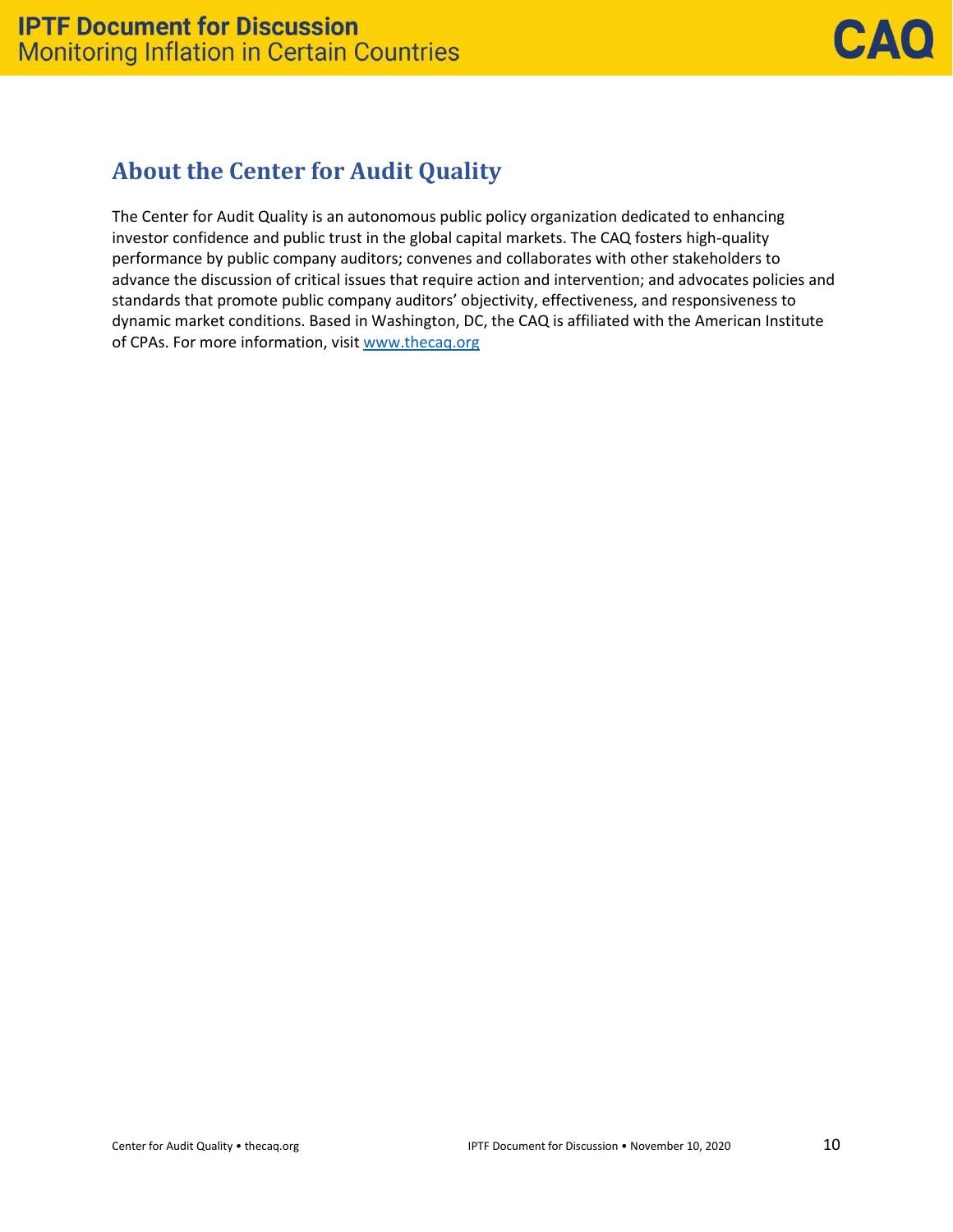## About the Center for Audit Quality

The Center for Audit Quality is an autonomous public policy organization dedicated to enhancing investor confidence and public trust in the global capital markets. The CAQ fosters high-quality performance by public company auditors; convenes and collaborates with other stakeholders to advance the discussion of critical issues that require action and intervention; and advocates policies and standards that promote public company auditors' objectivity, effectiveness, and responsiveness to dynamic market conditions. Based in Washington, DC, the CAQ is affiliated with the American Institute of CPAs. For more information, visit [www.thecaq.org](http://www.thecaq.org)